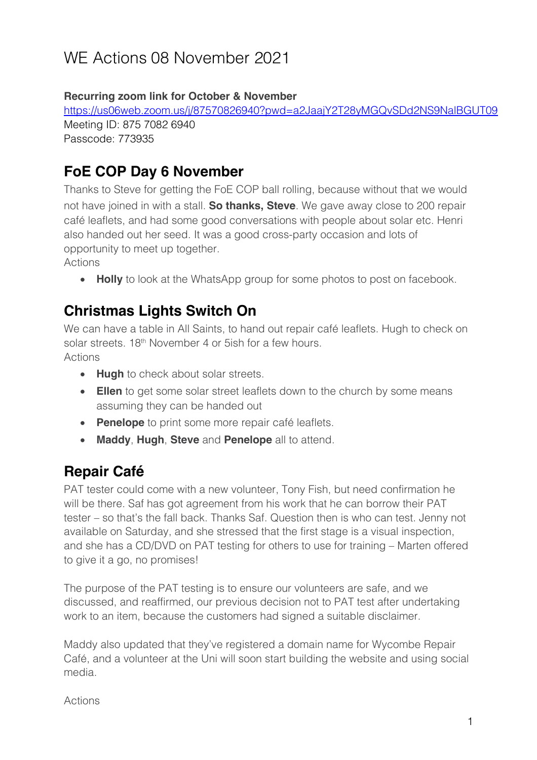# WE Actions 08 November 2021

**Recurring zoom link for October & November**
https://us06web.zoom.us/j/87570826940?pwd=a2JaajY2T28yMGQvSDd2NS9NalBGUT09
Meeting ID: 875 7082 6940
Passcode: 773935

## FoE COP Day 6 November

Thanks to Steve for getting the FoE COP ball rolling, because without that we would not have joined in with a stall. **So thanks, Steve**. We gave away close to 200 repair café leaflets, and had some good conversations with people about solar etc. Henri also handed out her seed. It was a good cross-party occasion and lots of opportunity to meet up together.
Actions

- **Holly** to look at the WhatsApp group for some photos to post on facebook.

## Christmas Lights Switch On

We can have a table in All Saints, to hand out repair café leaflets. Hugh to check on solar streets. 18th November 4 or 5ish for a few hours.
Actions

- **Hugh** to check about solar streets.
- **Ellen** to get some solar street leaflets down to the church by some means assuming they can be handed out
- **Penelope** to print some more repair café leaflets.
- **Maddy**, **Hugh**, **Steve** and **Penelope** all to attend.

## Repair Café

PAT tester could come with a new volunteer, Tony Fish, but need confirmation he will be there. Saf has got agreement from his work that he can borrow their PAT tester – so that's the fall back. Thanks Saf. Question then is who can test. Jenny not available on Saturday, and she stressed that the first stage is a visual inspection, and she has a CD/DVD on PAT testing for others to use for training – Marten offered to give it a go, no promises!

The purpose of the PAT testing is to ensure our volunteers are safe, and we discussed, and reaffirmed, our previous decision not to PAT test after undertaking work to an item, because the customers had signed a suitable disclaimer.

Maddy also updated that they've registered a domain name for Wycombe Repair Café, and a volunteer at the Uni will soon start building the website and using social media.

Actions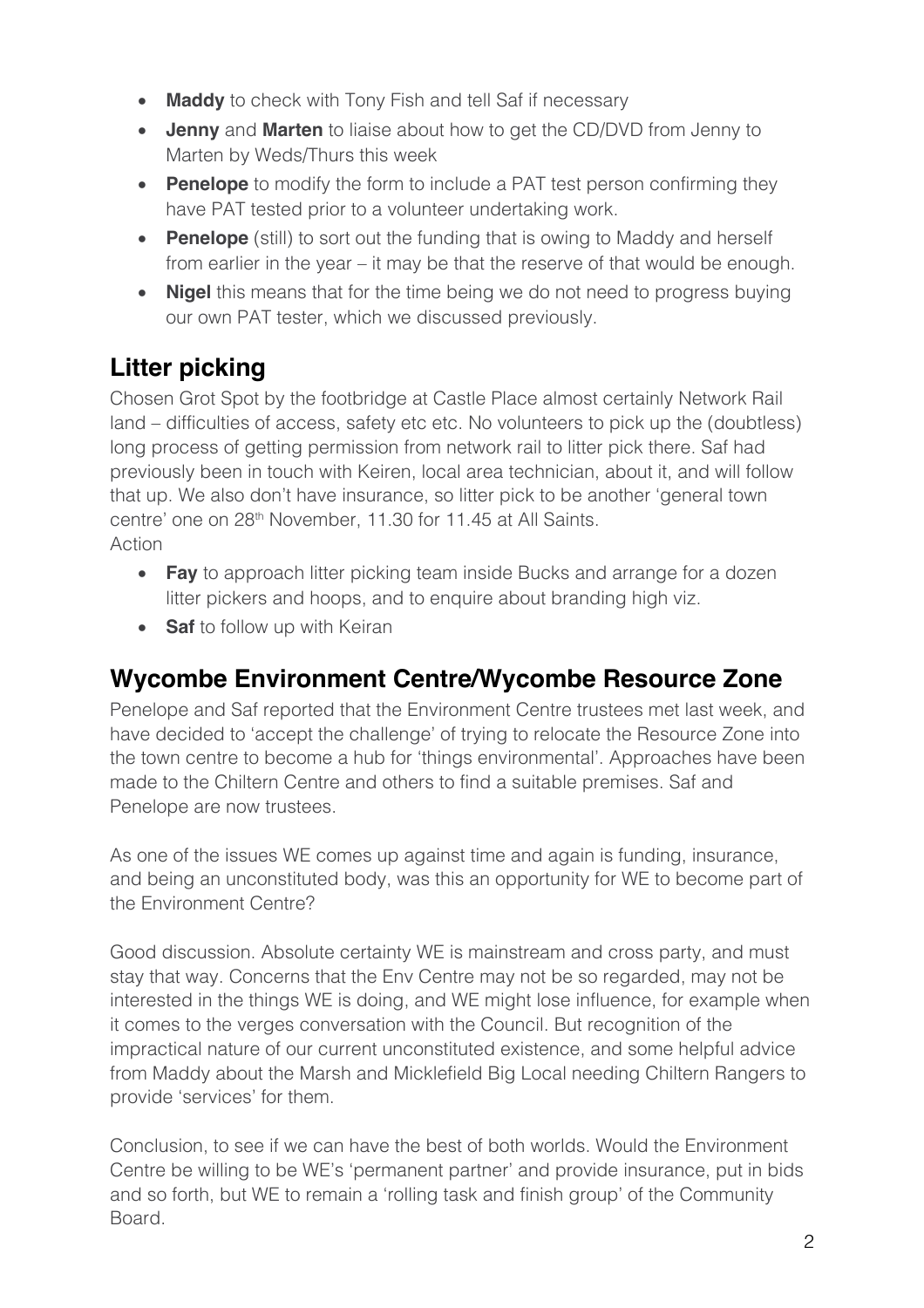- **Maddy** to check with Tony Fish and tell Saf if necessary
- **Jenny** and **Marten** to liaise about how to get the CD/DVD from Jenny to Marten by Weds/Thurs this week
- **Penelope** to modify the form to include a PAT test person confirming they have PAT tested prior to a volunteer undertaking work.
- **Penelope** (still) to sort out the funding that is owing to Maddy and herself from earlier in the year – it may be that the reserve of that would be enough.
- **Nigel** this means that for the time being we do not need to progress buying our own PAT tester, which we discussed previously.

## Litter picking

Chosen Grot Spot by the footbridge at Castle Place almost certainly Network Rail land – difficulties of access, safety etc etc. No volunteers to pick up the (doubtless) long process of getting permission from network rail to litter pick there. Saf had previously been in touch with Keiren, local area technician, about it, and will follow that up. We also don't have insurance, so litter pick to be another 'general town centre' one on 28th November, 11.30 for 11.45 at All Saints.
Action

- **Fay** to approach litter picking team inside Bucks and arrange for a dozen litter pickers and hoops, and to enquire about branding high viz.
- **Saf** to follow up with Keiran

## Wycombe Environment Centre/Wycombe Resource Zone

Penelope and Saf reported that the Environment Centre trustees met last week, and have decided to 'accept the challenge' of trying to relocate the Resource Zone into the town centre to become a hub for 'things environmental'. Approaches have been made to the Chiltern Centre and others to find a suitable premises. Saf and Penelope are now trustees.

As one of the issues WE comes up against time and again is funding, insurance, and being an unconstituted body, was this an opportunity for WE to become part of the Environment Centre?

Good discussion. Absolute certainty WE is mainstream and cross party, and must stay that way. Concerns that the Env Centre may not be so regarded, may not be interested in the things WE is doing, and WE might lose influence, for example when it comes to the verges conversation with the Council. But recognition of the impractical nature of our current unconstituted existence, and some helpful advice from Maddy about the Marsh and Micklefield Big Local needing Chiltern Rangers to provide 'services' for them.

Conclusion, to see if we can have the best of both worlds. Would the Environment Centre be willing to be WE's 'permanent partner' and provide insurance, put in bids and so forth, but WE to remain a 'rolling task and finish group' of the Community Board.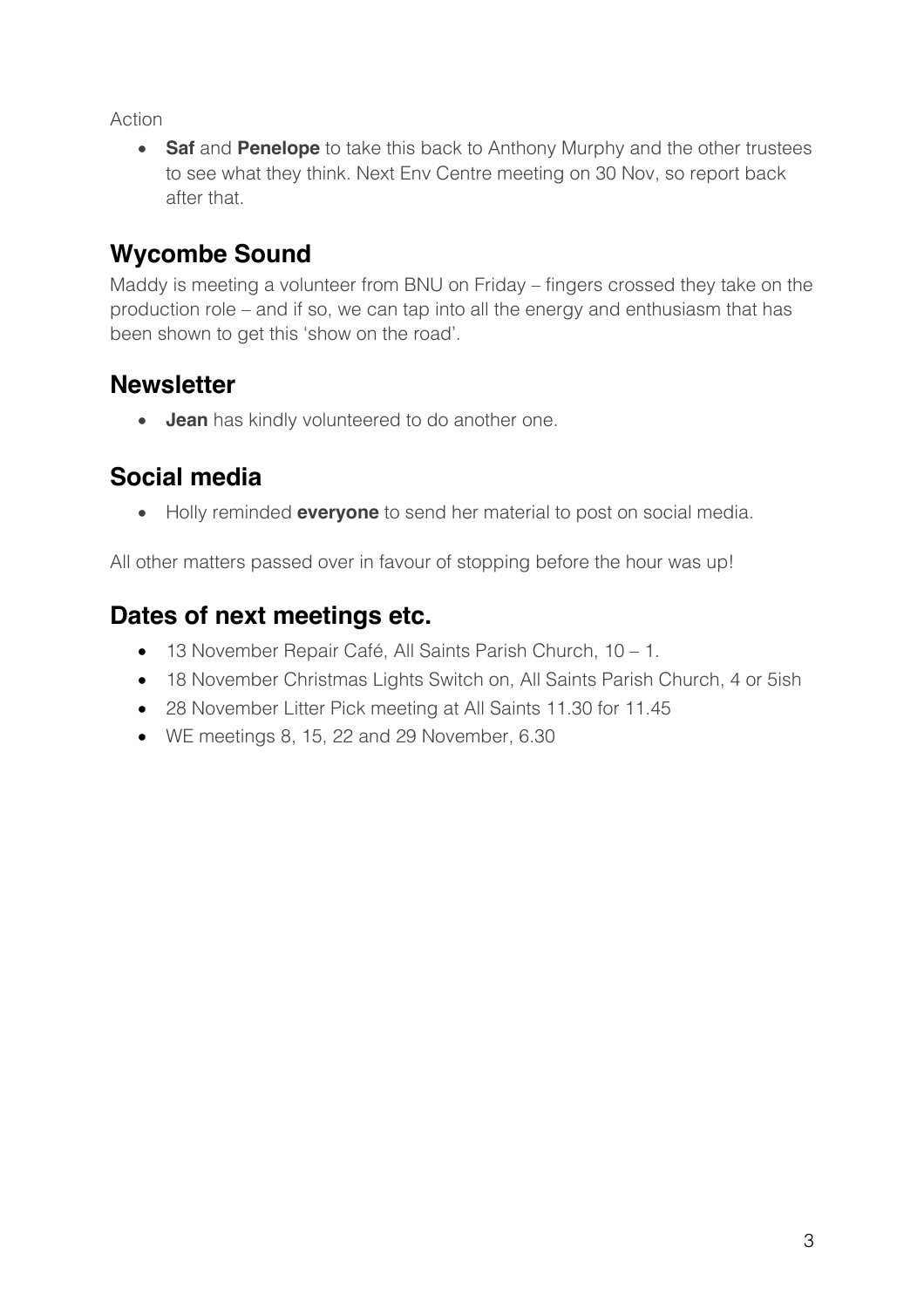Action

- **Saf** and **Penelope** to take this back to Anthony Murphy and the other trustees to see what they think. Next Env Centre meeting on 30 Nov, so report back after that.

## Wycombe Sound

Maddy is meeting a volunteer from BNU on Friday – fingers crossed they take on the production role – and if so, we can tap into all the energy and enthusiasm that has been shown to get this 'show on the road'.

## Newsletter

- **Jean** has kindly volunteered to do another one.

## Social media

- Holly reminded **everyone** to send her material to post on social media.

All other matters passed over in favour of stopping before the hour was up!

## Dates of next meetings etc.

- 13 November Repair Café, All Saints Parish Church, 10 – 1.
- 18 November Christmas Lights Switch on, All Saints Parish Church, 4 or 5ish
- 28 November Litter Pick meeting at All Saints 11.30 for 11.45
- WE meetings 8, 15, 22 and 29 November, 6.30